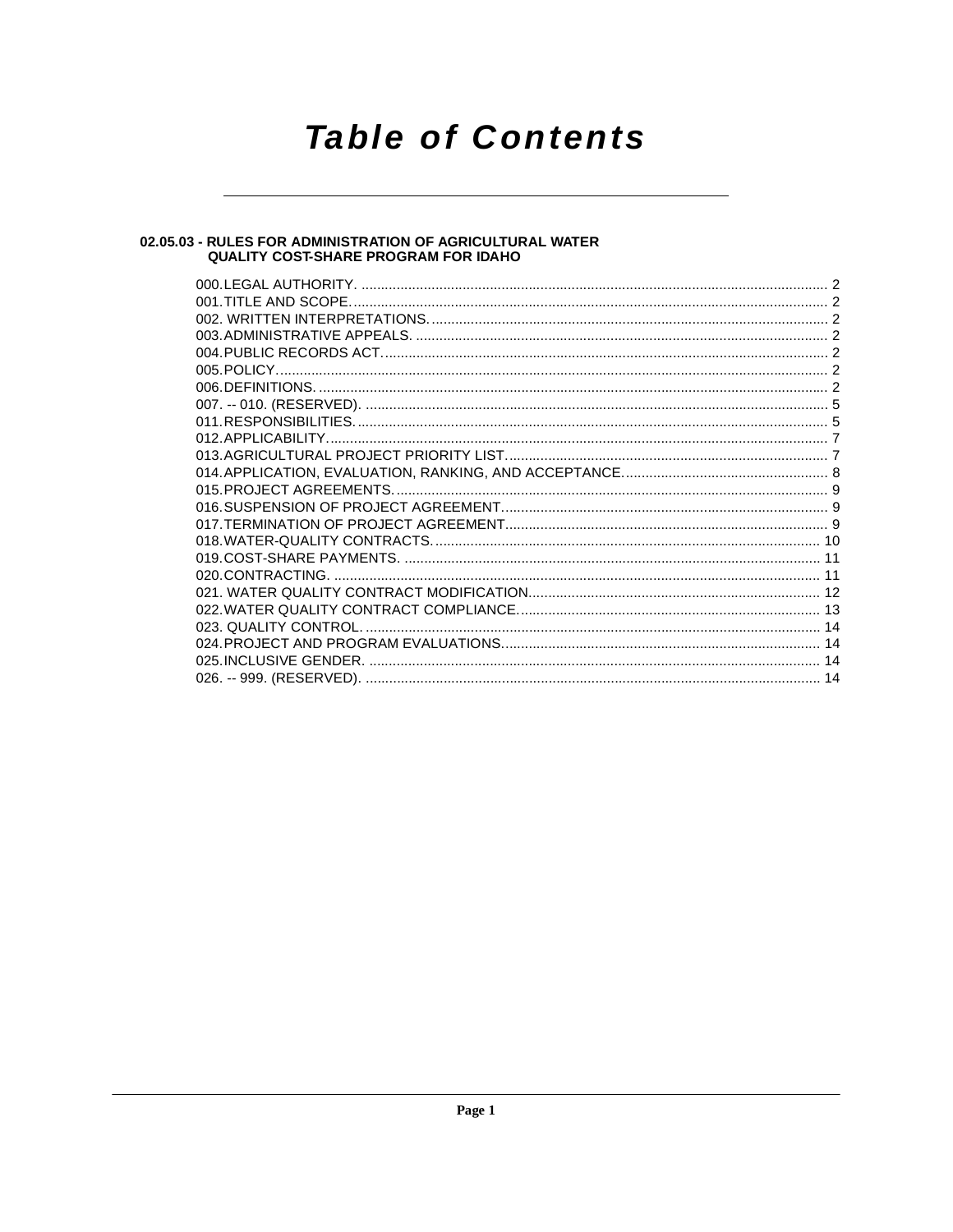# Table of Contents

## 02.05.03 - RULES FOR ADMINISTRATION OF AGRICULTURAL WATER QUALITY COST-SHARE PROGRAM FOR IDAHO

000. LEGAL AUTHORITY. ........................................................ 2
001. TITLE AND SCOPE. ........................................................ 2
002. WRITTEN INTERPRETATIONS. ........................................................ 2
003. ADMINISTRATIVE APPEALS. ........................................................ 2
004. PUBLIC RECORDS ACT. ........................................................ 2
005. POLICY. ........................................................ 2
006. DEFINITIONS. ........................................................ 2
007. -- 010. (RESERVED). ........................................................ 5
011. RESPONSIBILITIES. ........................................................ 5
012. APPLICABILITY. ........................................................ 7
013. AGRICULTURAL PROJECT PRIORITY LIST. ........................................................ 7
014. APPLICATION, EVALUATION, RANKING, AND ACCEPTANCE. ........................................................ 8
015. PROJECT AGREEMENTS. ........................................................ 9
016. SUSPENSION OF PROJECT AGREEMENT. ........................................................ 9
017. TERMINATION OF PROJECT AGREEMENT. ........................................................ 9
018. WATER-QUALITY CONTRACTS. ........................................................ 10
019. COST-SHARE PAYMENTS. ........................................................ 11
020. CONTRACTING. ........................................................ 11
021. WATER QUALITY CONTRACT MODIFICATION. ........................................................ 12
022. WATER QUALITY CONTRACT COMPLIANCE. ........................................................ 13
023. QUALITY CONTROL. ........................................................ 14
024. PROJECT AND PROGRAM EVALUATIONS. ........................................................ 14
025. INCLUSIVE GENDER. ........................................................ 14
026. -- 999. (RESERVED). ........................................................ 14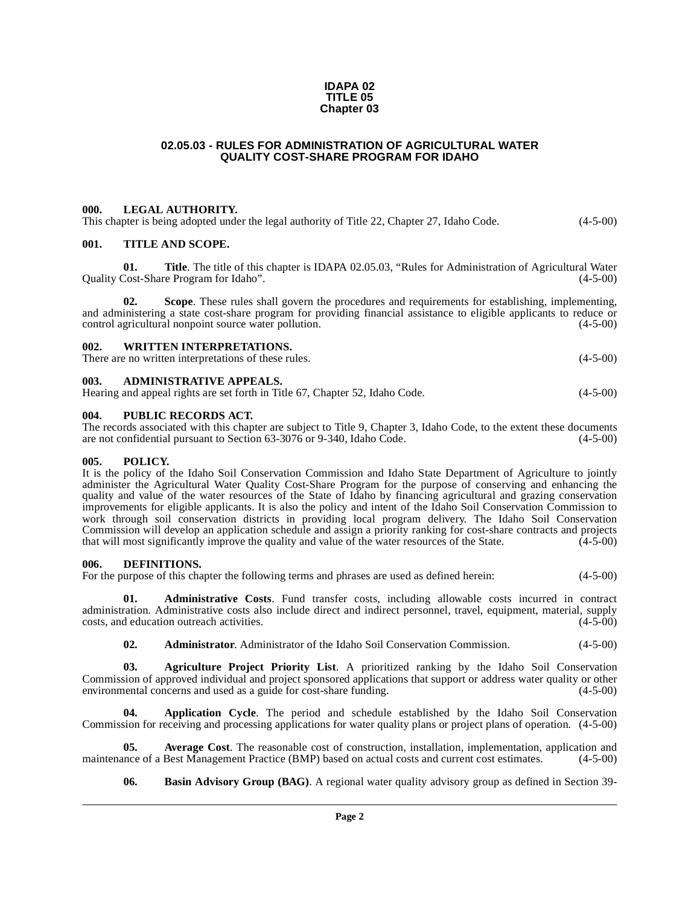**IDAPA 02**
**TITLE 05**
**Chapter 03**

## 02.05.03 - RULES FOR ADMINISTRATION OF AGRICULTURAL WATER QUALITY COST-SHARE PROGRAM FOR IDAHO

### 000. LEGAL AUTHORITY.

This chapter is being adopted under the legal authority of Title 22, Chapter 27, Idaho Code. (4-5-00)

### 001. TITLE AND SCOPE.

**01. Title**. The title of this chapter is IDAPA 02.05.03, "Rules for Administration of Agricultural Water Quality Cost-Share Program for Idaho". (4-5-00)

**02. Scope**. These rules shall govern the procedures and requirements for establishing, implementing, and administering a state cost-share program for providing financial assistance to eligible applicants to reduce or control agricultural nonpoint source water pollution. (4-5-00)

### 002. WRITTEN INTERPRETATIONS.

There are no written interpretations of these rules. (4-5-00)

### 003. ADMINISTRATIVE APPEALS.

Hearing and appeal rights are set forth in Title 67, Chapter 52, Idaho Code. (4-5-00)

### 004. PUBLIC RECORDS ACT.

The records associated with this chapter are subject to Title 9, Chapter 3, Idaho Code, to the extent these documents are not confidential pursuant to Section 63-3076 or 9-340, Idaho Code. (4-5-00)

### 005. POLICY.

It is the policy of the Idaho Soil Conservation Commission and Idaho State Department of Agriculture to jointly administer the Agricultural Water Quality Cost-Share Program for the purpose of conserving and enhancing the quality and value of the water resources of the State of Idaho by financing agricultural and grazing conservation improvements for eligible applicants. It is also the policy and intent of the Idaho Soil Conservation Commission to work through soil conservation districts in providing local program delivery. The Idaho Soil Conservation Commission will develop an application schedule and assign a priority ranking for cost-share contracts and projects that will most significantly improve the quality and value of the water resources of the State. (4-5-00)

### 006. DEFINITIONS.

For the purpose of this chapter the following terms and phrases are used as defined herein: (4-5-00)

**01. Administrative Costs**. Fund transfer costs, including allowable costs incurred in contract administration. Administrative costs also include direct and indirect personnel, travel, equipment, material, supply costs, and education outreach activities. (4-5-00)

**02. Administrator**. Administrator of the Idaho Soil Conservation Commission. (4-5-00)

**03. Agriculture Project Priority List**. A prioritized ranking by the Idaho Soil Conservation Commission of approved individual and project sponsored applications that support or address water quality or other environmental concerns and used as a guide for cost-share funding. (4-5-00)

**04. Application Cycle**. The period and schedule established by the Idaho Soil Conservation Commission for receiving and processing applications for water quality plans or project plans of operation. (4-5-00)

**05. Average Cost**. The reasonable cost of construction, installation, implementation, application and maintenance of a Best Management Practice (BMP) based on actual costs and current cost estimates. (4-5-00)

**06. Basin Advisory Group (BAG)**. A regional water quality advisory group as defined in Section 39-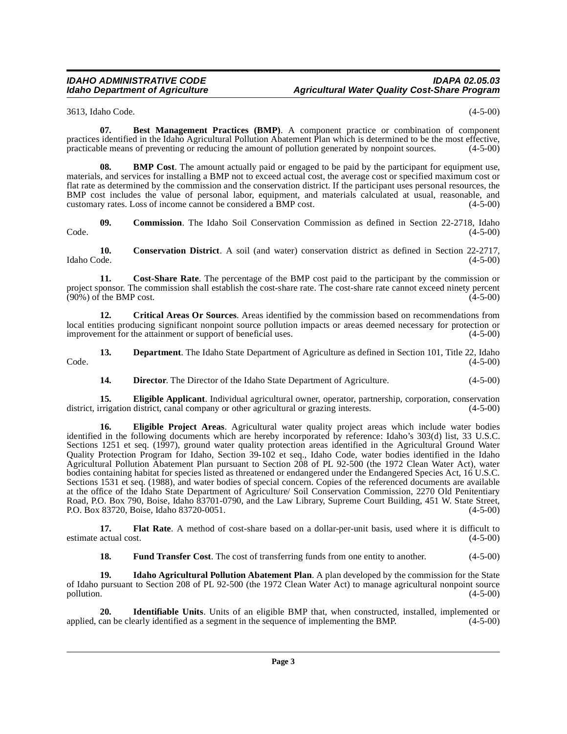3613, Idaho Code. (4-5-00)

**07. Best Management Practices (BMP)**. A component practice or combination of component practices identified in the Idaho Agricultural Pollution Abatement Plan which is determined to be the most effective, practicable means of preventing or reducing the amount of pollution generated by nonpoint sources. (4-5-00)

**08. BMP Cost**. The amount actually paid or engaged to be paid by the participant for equipment use, materials, and services for installing a BMP not to exceed actual cost, the average cost or specified maximum cost or flat rate as determined by the commission and the conservation district. If the participant uses personal resources, the BMP cost includes the value of personal labor, equipment, and materials calculated at usual, reasonable, and customary rates. Loss of income cannot be considered a BMP cost. (4-5-00)

**09. Commission**. The Idaho Soil Conservation Commission as defined in Section 22-2718, Idaho Code. (4-5-00)

**10. Conservation District**. A soil (and water) conservation district as defined in Section 22-2717, Idaho Code. (4-5-00)

**11. Cost-Share Rate**. The percentage of the BMP cost paid to the participant by the commission or project sponsor. The commission shall establish the cost-share rate. The cost-share rate cannot exceed ninety percent (90%) of the BMP cost. (4-5-00)

**12. Critical Areas Or Sources**. Areas identified by the commission based on recommendations from local entities producing significant nonpoint source pollution impacts or areas deemed necessary for protection or improvement for the attainment or support of beneficial uses. (4-5-00)

**13. Department**. The Idaho State Department of Agriculture as defined in Section 101, Title 22, Idaho Code. (4-5-00)

**14. Director**. The Director of the Idaho State Department of Agriculture. (4-5-00)

**15. Eligible Applicant**. Individual agricultural owner, operator, partnership, corporation, conservation district, irrigation district, canal company or other agricultural or grazing interests. (4-5-00)

**16. Eligible Project Areas**. Agricultural water quality project areas which include water bodies identified in the following documents which are hereby incorporated by reference: Idaho's 303(d) list, 33 U.S.C. Sections 1251 et seq. (1997), ground water quality protection areas identified in the Agricultural Ground Water Quality Protection Program for Idaho, Section 39-102 et seq., Idaho Code, water bodies identified in the Idaho Agricultural Pollution Abatement Plan pursuant to Section 208 of PL 92-500 (the 1972 Clean Water Act), water bodies containing habitat for species listed as threatened or endangered under the Endangered Species Act, 16 U.S.C. Sections 1531 et seq. (1988), and water bodies of special concern. Copies of the referenced documents are available at the office of the Idaho State Department of Agriculture/ Soil Conservation Commission, 2270 Old Penitentiary Road, P.O. Box 790, Boise, Idaho 83701-0790, and the Law Library, Supreme Court Building, 451 W. State Street, P.O. Box 83720, Boise, Idaho 83720-0051. (4-5-00)

**17. Flat Rate**. A method of cost-share based on a dollar-per-unit basis, used where it is difficult to estimate actual cost. (4-5-00)

**18. Fund Transfer Cost**. The cost of transferring funds from one entity to another. (4-5-00)

**19. Idaho Agricultural Pollution Abatement Plan**. A plan developed by the commission for the State of Idaho pursuant to Section 208 of PL 92-500 (the 1972 Clean Water Act) to manage agricultural nonpoint source pollution. (4-5-00)

**20. Identifiable Units**. Units of an eligible BMP that, when constructed, installed, implemented or applied, can be clearly identified as a segment in the sequence of implementing the BMP. (4-5-00)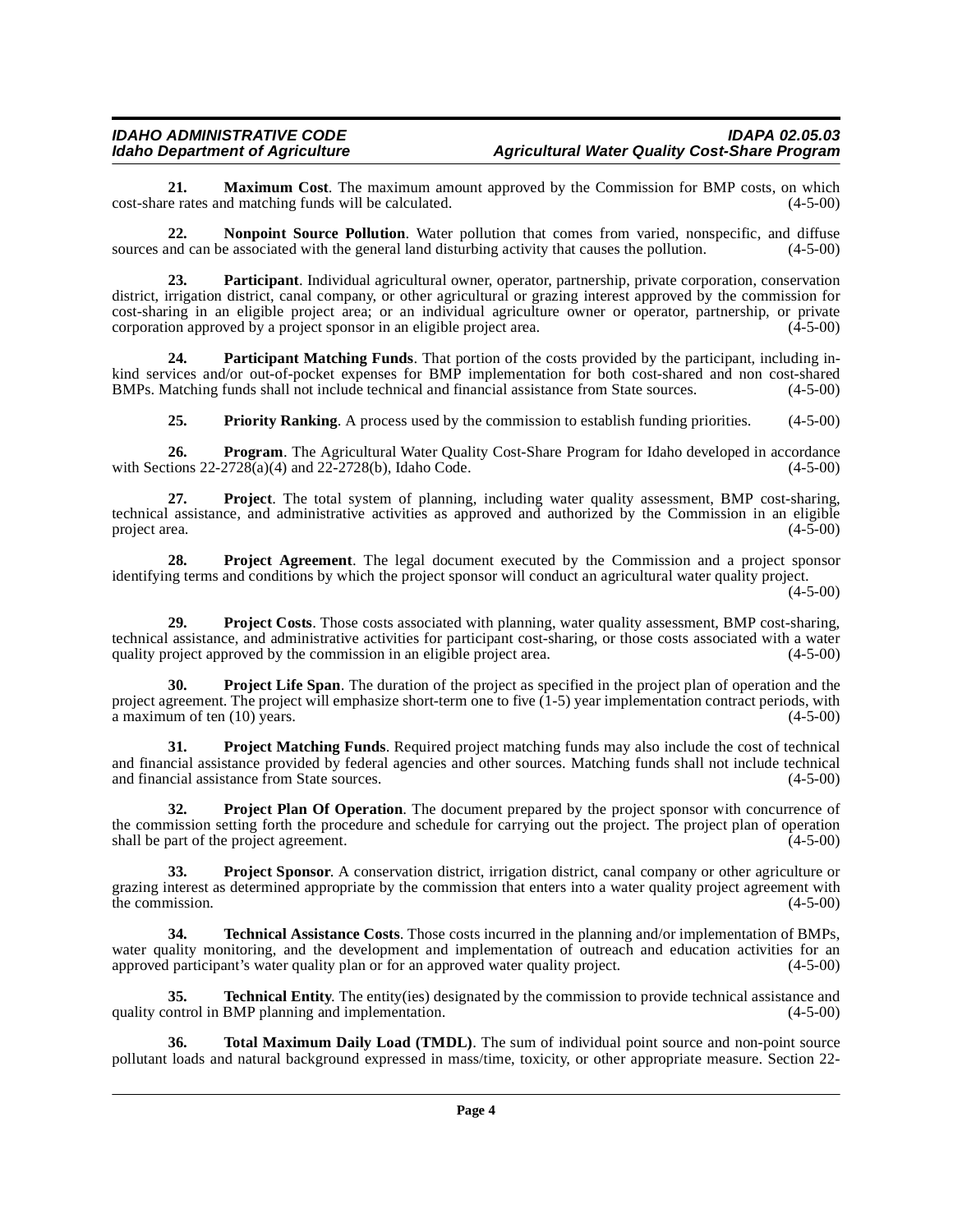**21. Maximum Cost**. The maximum amount approved by the Commission for BMP costs, on which cost-share rates and matching funds will be calculated. (4-5-00)

**22. Nonpoint Source Pollution**. Water pollution that comes from varied, nonspecific, and diffuse sources and can be associated with the general land disturbing activity that causes the pollution. (4-5-00)

**23. Participant**. Individual agricultural owner, operator, partnership, private corporation, conservation district, irrigation district, canal company, or other agricultural or grazing interest approved by the commission for cost-sharing in an eligible project area; or an individual agriculture owner or operator, partnership, or private corporation approved by a project sponsor in an eligible project area. (4-5-00)

**24. Participant Matching Funds**. That portion of the costs provided by the participant, including in-kind services and/or out-of-pocket expenses for BMP implementation for both cost-shared and non cost-shared BMPs. Matching funds shall not include technical and financial assistance from State sources. (4-5-00)

**25. Priority Ranking**. A process used by the commission to establish funding priorities. (4-5-00)

**26. Program**. The Agricultural Water Quality Cost-Share Program for Idaho developed in accordance with Sections 22-2728(a)(4) and 22-2728(b), Idaho Code. (4-5-00)

**27. Project**. The total system of planning, including water quality assessment, BMP cost-sharing, technical assistance, and administrative activities as approved and authorized by the Commission in an eligible project area. (4-5-00)

**28. Project Agreement**. The legal document executed by the Commission and a project sponsor identifying terms and conditions by which the project sponsor will conduct an agricultural water quality project. (4-5-00)

**29. Project Costs**. Those costs associated with planning, water quality assessment, BMP cost-sharing, technical assistance, and administrative activities for participant cost-sharing, or those costs associated with a water quality project approved by the commission in an eligible project area. (4-5-00)

**30. Project Life Span**. The duration of the project as specified in the project plan of operation and the project agreement. The project will emphasize short-term one to five (1-5) year implementation contract periods, with a maximum of ten (10) years. (4-5-00)

**31. Project Matching Funds**. Required project matching funds may also include the cost of technical and financial assistance provided by federal agencies and other sources. Matching funds shall not include technical and financial assistance from State sources. (4-5-00)

**32. Project Plan Of Operation**. The document prepared by the project sponsor with concurrence of the commission setting forth the procedure and schedule for carrying out the project. The project plan of operation shall be part of the project agreement. (4-5-00)

**33. Project Sponsor**. A conservation district, irrigation district, canal company or other agriculture or grazing interest as determined appropriate by the commission that enters into a water quality project agreement with the commission. (4-5-00)

**34. Technical Assistance Costs**. Those costs incurred in the planning and/or implementation of BMPs, water quality monitoring, and the development and implementation of outreach and education activities for an approved participant's water quality plan or for an approved water quality project. (4-5-00)

**35. Technical Entity**. The entity(ies) designated by the commission to provide technical assistance and quality control in BMP planning and implementation. (4-5-00)

**36. Total Maximum Daily Load (TMDL)**. The sum of individual point source and non-point source pollutant loads and natural background expressed in mass/time, toxicity, or other appropriate measure. Section 22-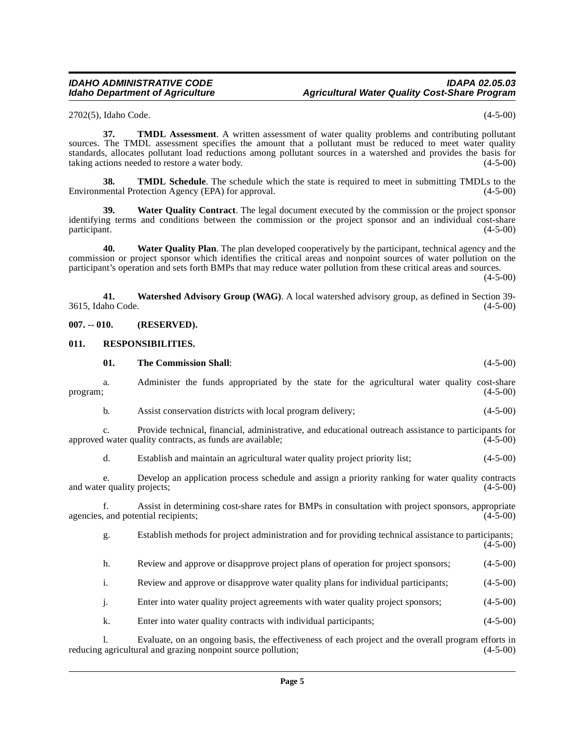2702(5), Idaho Code. (4-5-00)

**37. TMDL Assessment**. A written assessment of water quality problems and contributing pollutant sources. The TMDL assessment specifies the amount that a pollutant must be reduced to meet water quality standards, allocates pollutant load reductions among pollutant sources in a watershed and provides the basis for taking actions needed to restore a water body. (4-5-00)

**38. TMDL Schedule**. The schedule which the state is required to meet in submitting TMDLs to the Environmental Protection Agency (EPA) for approval. (4-5-00)

**39. Water Quality Contract**. The legal document executed by the commission or the project sponsor identifying terms and conditions between the commission or the project sponsor and an individual cost-share participant. (4-5-00)

**40. Water Quality Plan**. The plan developed cooperatively by the participant, technical agency and the commission or project sponsor which identifies the critical areas and nonpoint sources of water pollution on the participant's operation and sets forth BMPs that may reduce water pollution from these critical areas and sources. (4-5-00)

**41. Watershed Advisory Group (WAG)**. A local watershed advisory group, as defined in Section 39-3615, Idaho Code. (4-5-00)

## 007. -- 010. (RESERVED).

## 011. RESPONSIBILITIES.

**01. The Commission Shall**: (4-5-00)

a. Administer the funds appropriated by the state for the agricultural water quality cost-share program; (4-5-00)

b. Assist conservation districts with local program delivery; (4-5-00)

c. Provide technical, financial, administrative, and educational outreach assistance to participants for approved water quality contracts, as funds are available; (4-5-00)

d. Establish and maintain an agricultural water quality project priority list; (4-5-00)

e. Develop an application process schedule and assign a priority ranking for water quality contracts and water quality projects; (4-5-00)

f. Assist in determining cost-share rates for BMPs in consultation with project sponsors, appropriate agencies, and potential recipients; (4-5-00)

g. Establish methods for project administration and for providing technical assistance to participants; (4-5-00)

h. Review and approve or disapprove project plans of operation for project sponsors; (4-5-00)

i. Review and approve or disapprove water quality plans for individual participants; (4-5-00)

j. Enter into water quality project agreements with water quality project sponsors; (4-5-00)

k. Enter into water quality contracts with individual participants; (4-5-00)

l. Evaluate, on an ongoing basis, the effectiveness of each project and the overall program efforts in reducing agricultural and grazing nonpoint source pollution; (4-5-00)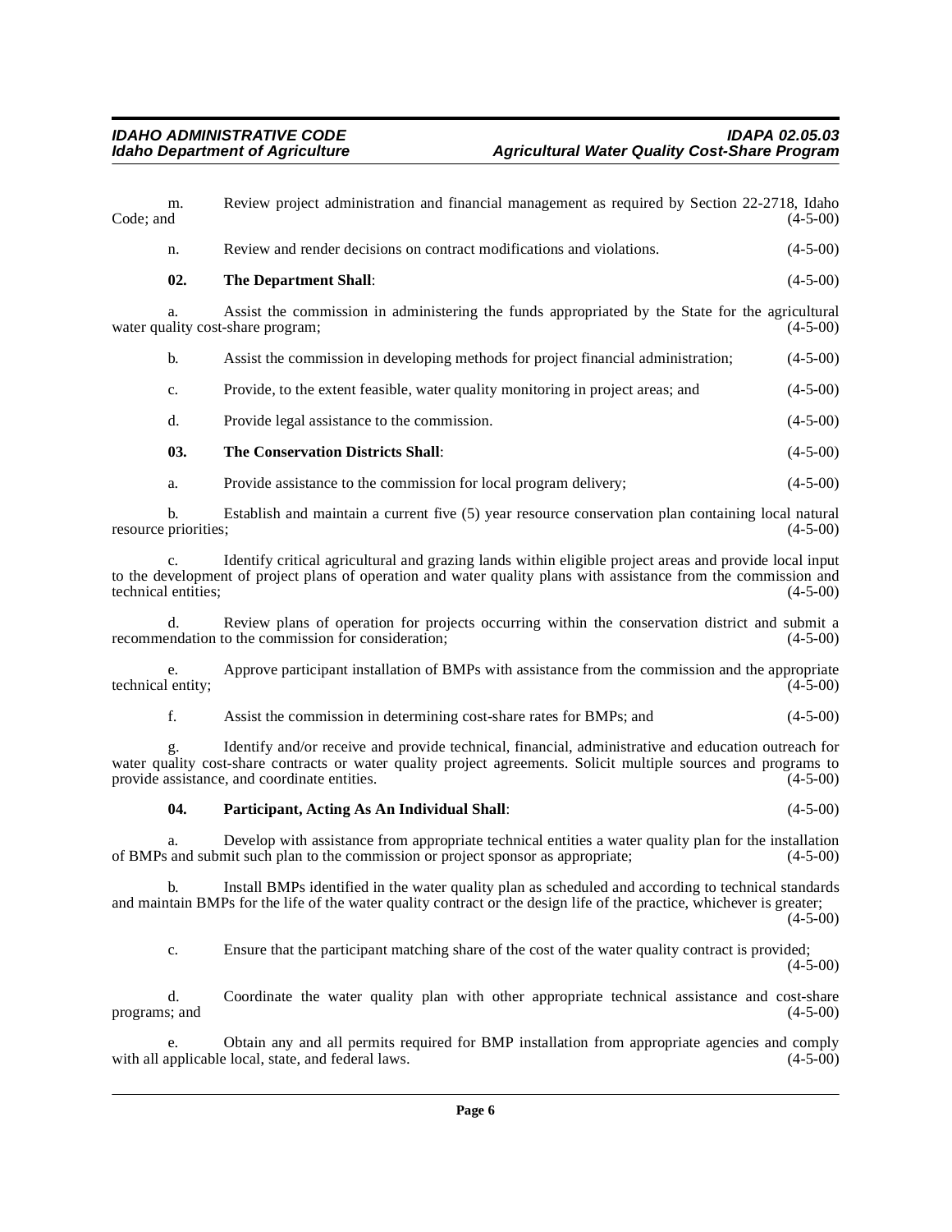m. Review project administration and financial management as required by Section 22-2718, Idaho Code; and (4-5-00)

n. Review and render decisions on contract modifications and violations. (4-5-00)

**02. The Department Shall**: (4-5-00)

a. Assist the commission in administering the funds appropriated by the State for the agricultural water quality cost-share program; (4-5-00)

b. Assist the commission in developing methods for project financial administration; (4-5-00)

c. Provide, to the extent feasible, water quality monitoring in project areas; and (4-5-00)

d. Provide legal assistance to the commission. (4-5-00)

**03. The Conservation Districts Shall**: (4-5-00)

a. Provide assistance to the commission for local program delivery; (4-5-00)

b. Establish and maintain a current five (5) year resource conservation plan containing local natural resource priorities; (4-5-00)

c. Identify critical agricultural and grazing lands within eligible project areas and provide local input to the development of project plans of operation and water quality plans with assistance from the commission and technical entities; (4-5-00)

d. Review plans of operation for projects occurring within the conservation district and submit a recommendation to the commission for consideration; (4-5-00)

e. Approve participant installation of BMPs with assistance from the commission and the appropriate technical entity; (4-5-00)

f. Assist the commission in determining cost-share rates for BMPs; and (4-5-00)

g. Identify and/or receive and provide technical, financial, administrative and education outreach for water quality cost-share contracts or water quality project agreements. Solicit multiple sources and programs to provide assistance, and coordinate entities. (4-5-00)

**04. Participant, Acting As An Individual Shall**: (4-5-00)

a. Develop with assistance from appropriate technical entities a water quality plan for the installation of BMPs and submit such plan to the commission or project sponsor as appropriate; (4-5-00)

b. Install BMPs identified in the water quality plan as scheduled and according to technical standards and maintain BMPs for the life of the water quality contract or the design life of the practice, whichever is greater; (4-5-00)

c. Ensure that the participant matching share of the cost of the water quality contract is provided; (4-5-00)

d. Coordinate the water quality plan with other appropriate technical assistance and cost-share programs; and (4-5-00)

e. Obtain any and all permits required for BMP installation from appropriate agencies and comply with all applicable local, state, and federal laws. (4-5-00)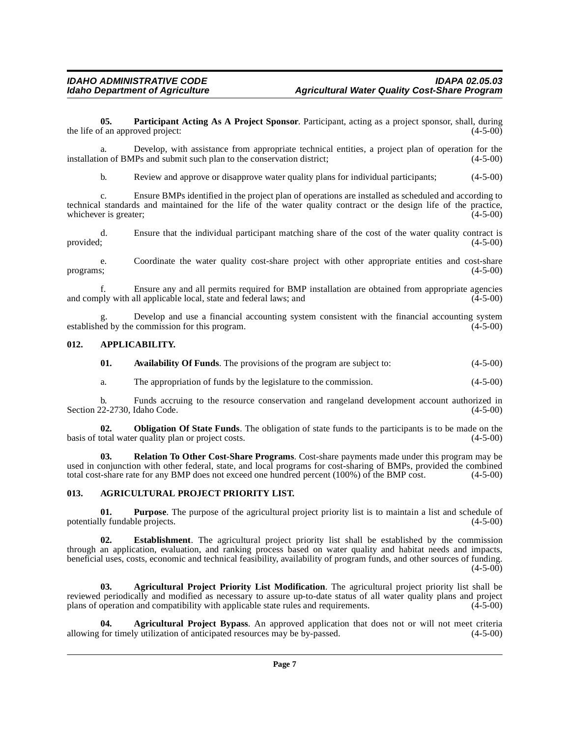**05. Participant Acting As A Project Sponsor**. Participant, acting as a project sponsor, shall, during the life of an approved project: (4-5-00)

a. Develop, with assistance from appropriate technical entities, a project plan of operation for the installation of BMPs and submit such plan to the conservation district; (4-5-00)

b. Review and approve or disapprove water quality plans for individual participants; (4-5-00)

c. Ensure BMPs identified in the project plan of operations are installed as scheduled and according to technical standards and maintained for the life of the water quality contract or the design life of the practice, whichever is greater; (4-5-00)

d. Ensure that the individual participant matching share of the cost of the water quality contract is provided; (4-5-00)

e. Coordinate the water quality cost-share project with other appropriate entities and cost-share programs; (4-5-00)

f. Ensure any and all permits required for BMP installation are obtained from appropriate agencies and comply with all applicable local, state and federal laws; and (4-5-00)

g. Develop and use a financial accounting system consistent with the financial accounting system established by the commission for this program. (4-5-00)

### 012. APPLICABILITY.

**01. Availability Of Funds**. The provisions of the program are subject to: (4-5-00)

a. The appropriation of funds by the legislature to the commission. (4-5-00)

b. Funds accruing to the resource conservation and rangeland development account authorized in Section 22-2730, Idaho Code. (4-5-00)

**02. Obligation Of State Funds**. The obligation of state funds to the participants is to be made on the basis of total water quality plan or project costs. (4-5-00)

**03. Relation To Other Cost-Share Programs**. Cost-share payments made under this program may be used in conjunction with other federal, state, and local programs for cost-sharing of BMPs, provided the combined total cost-share rate for any BMP does not exceed one hundred percent (100%) of the BMP cost. (4-5-00)

### 013. AGRICULTURAL PROJECT PRIORITY LIST.

**01. Purpose**. The purpose of the agricultural project priority list is to maintain a list and schedule of potentially fundable projects. (4-5-00)

**02. Establishment**. The agricultural project priority list shall be established by the commission through an application, evaluation, and ranking process based on water quality and habitat needs and impacts, beneficial uses, costs, economic and technical feasibility, availability of program funds, and other sources of funding. (4-5-00)

**03. Agricultural Project Priority List Modification**. The agricultural project priority list shall be reviewed periodically and modified as necessary to assure up-to-date status of all water quality plans and project plans of operation and compatibility with applicable state rules and requirements. (4-5-00)

**04. Agricultural Project Bypass**. An approved application that does not or will not meet criteria allowing for timely utilization of anticipated resources may be by-passed. (4-5-00)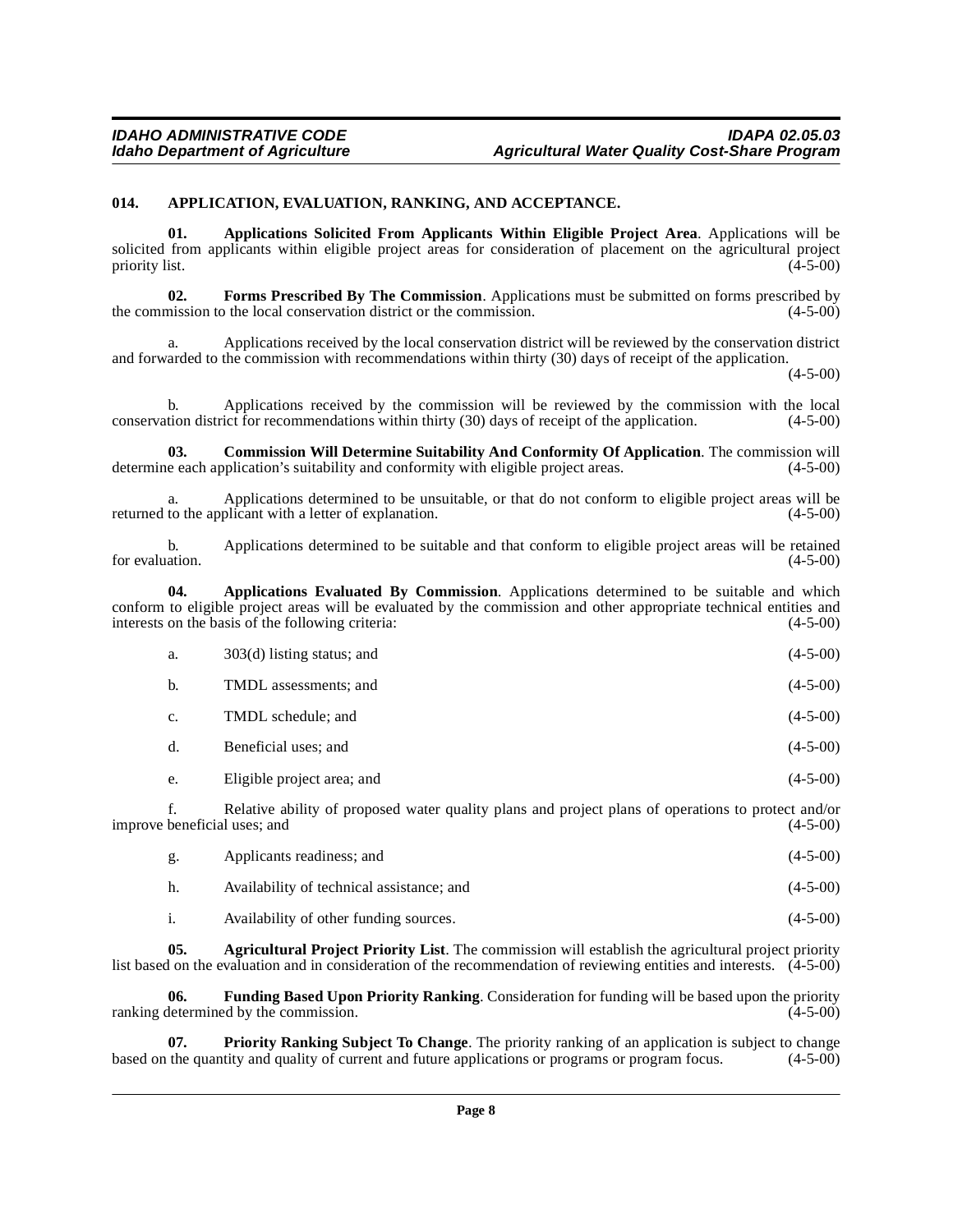## 014. APPLICATION, EVALUATION, RANKING, AND ACCEPTANCE.

**01. Applications Solicited From Applicants Within Eligible Project Area**. Applications will be solicited from applicants within eligible project areas for consideration of placement on the agricultural project priority list. (4-5-00)

**02. Forms Prescribed By The Commission**. Applications must be submitted on forms prescribed by the commission to the local conservation district or the commission. (4-5-00)

a. Applications received by the local conservation district will be reviewed by the conservation district and forwarded to the commission with recommendations within thirty (30) days of receipt of the application. (4-5-00)

b. Applications received by the commission will be reviewed by the commission with the local conservation district for recommendations within thirty (30) days of receipt of the application. (4-5-00)

**03. Commission Will Determine Suitability And Conformity Of Application**. The commission will determine each application's suitability and conformity with eligible project areas. (4-5-00)

a. Applications determined to be unsuitable, or that do not conform to eligible project areas will be returned to the applicant with a letter of explanation. (4-5-00)

b. Applications determined to be suitable and that conform to eligible project areas will be retained for evaluation. (4-5-00)

**04. Applications Evaluated By Commission**. Applications determined to be suitable and which conform to eligible project areas will be evaluated by the commission and other appropriate technical entities and interests on the basis of the following criteria: (4-5-00)

a. 303(d) listing status; and (4-5-00)

b. TMDL assessments; and (4-5-00)

c. TMDL schedule; and (4-5-00)

d. Beneficial uses; and (4-5-00)

e. Eligible project area; and (4-5-00)

f. Relative ability of proposed water quality plans and project plans of operations to protect and/or improve beneficial uses; and (4-5-00)

g. Applicants readiness; and (4-5-00)

h. Availability of technical assistance; and (4-5-00)

i. Availability of other funding sources. (4-5-00)

**05. Agricultural Project Priority List**. The commission will establish the agricultural project priority list based on the evaluation and in consideration of the recommendation of reviewing entities and interests. (4-5-00)

**06. Funding Based Upon Priority Ranking**. Consideration for funding will be based upon the priority ranking determined by the commission. (4-5-00)

**07. Priority Ranking Subject To Change**. The priority ranking of an application is subject to change based on the quantity and quality of current and future applications or programs or program focus. (4-5-00)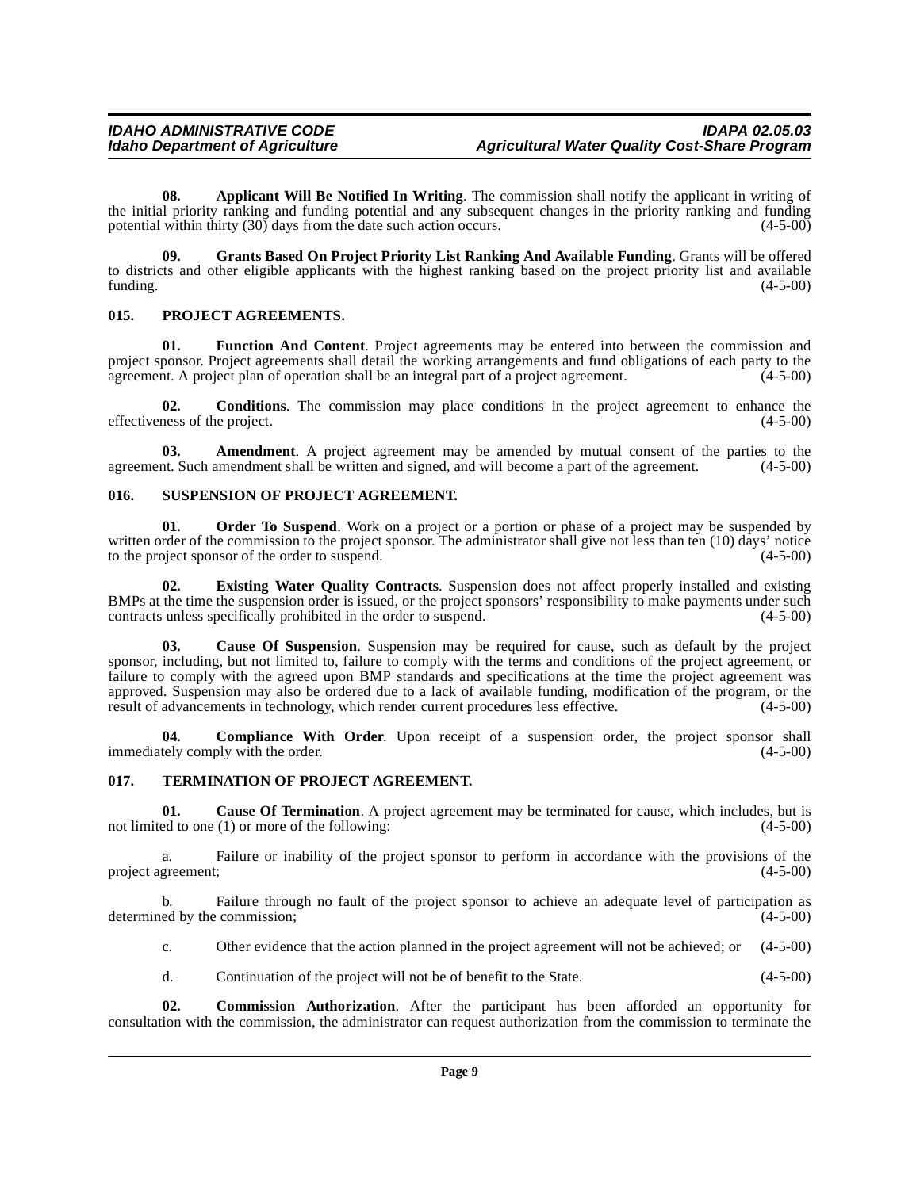**08. Applicant Will Be Notified In Writing**. The commission shall notify the applicant in writing of the initial priority ranking and funding potential and any subsequent changes in the priority ranking and funding potential within thirty (30) days from the date such action occurs. (4-5-00)

**09. Grants Based On Project Priority List Ranking And Available Funding**. Grants will be offered to districts and other eligible applicants with the highest ranking based on the project priority list and available funding. (4-5-00)

## 015. PROJECT AGREEMENTS.

**01. Function And Content**. Project agreements may be entered into between the commission and project sponsor. Project agreements shall detail the working arrangements and fund obligations of each party to the agreement. A project plan of operation shall be an integral part of a project agreement. (4-5-00)

**02. Conditions**. The commission may place conditions in the project agreement to enhance the effectiveness of the project. (4-5-00)

**03. Amendment**. A project agreement may be amended by mutual consent of the parties to the agreement. Such amendment shall be written and signed, and will become a part of the agreement. (4-5-00)

## 016. SUSPENSION OF PROJECT AGREEMENT.

**01. Order To Suspend**. Work on a project or a portion or phase of a project may be suspended by written order of the commission to the project sponsor. The administrator shall give not less than ten (10) days' notice to the project sponsor of the order to suspend. (4-5-00)

**02. Existing Water Quality Contracts**. Suspension does not affect properly installed and existing BMPs at the time the suspension order is issued, or the project sponsors' responsibility to make payments under such contracts unless specifically prohibited in the order to suspend. (4-5-00)

**03. Cause Of Suspension**. Suspension may be required for cause, such as default by the project sponsor, including, but not limited to, failure to comply with the terms and conditions of the project agreement, or failure to comply with the agreed upon BMP standards and specifications at the time the project agreement was approved. Suspension may also be ordered due to a lack of available funding, modification of the program, or the result of advancements in technology, which render current procedures less effective. (4-5-00)

**04. Compliance With Order**. Upon receipt of a suspension order, the project sponsor shall immediately comply with the order. (4-5-00)

## 017. TERMINATION OF PROJECT AGREEMENT.

**01. Cause Of Termination**. A project agreement may be terminated for cause, which includes, but is not limited to one (1) or more of the following: (4-5-00)

a. Failure or inability of the project sponsor to perform in accordance with the provisions of the project agreement; (4-5-00)

b. Failure through no fault of the project sponsor to achieve an adequate level of participation as determined by the commission; (4-5-00)

c. Other evidence that the action planned in the project agreement will not be achieved; or (4-5-00)

d. Continuation of the project will not be of benefit to the State. (4-5-00)

**02. Commission Authorization**. After the participant has been afforded an opportunity for consultation with the commission, the administrator can request authorization from the commission to terminate the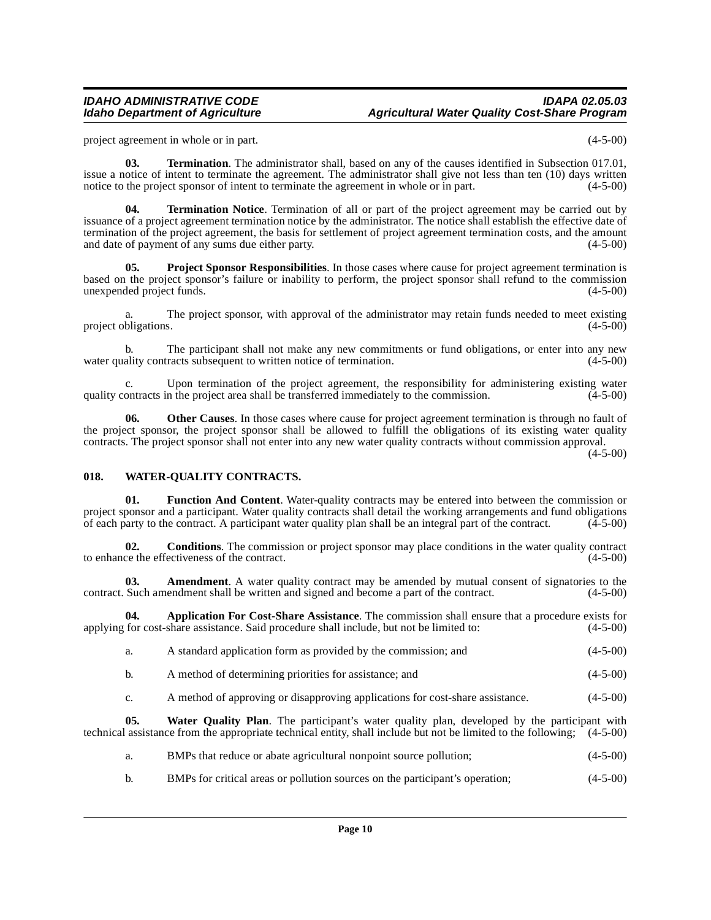project agreement in whole or in part. (4-5-00)

**03. Termination**. The administrator shall, based on any of the causes identified in Subsection 017.01, issue a notice of intent to terminate the agreement. The administrator shall give not less than ten (10) days written notice to the project sponsor of intent to terminate the agreement in whole or in part. (4-5-00)

**04. Termination Notice**. Termination of all or part of the project agreement may be carried out by issuance of a project agreement termination notice by the administrator. The notice shall establish the effective date of termination of the project agreement, the basis for settlement of project agreement termination costs, and the amount and date of payment of any sums due either party. (4-5-00)

**05. Project Sponsor Responsibilities**. In those cases where cause for project agreement termination is based on the project sponsor's failure or inability to perform, the project sponsor shall refund to the commission unexpended project funds. (4-5-00)

a. The project sponsor, with approval of the administrator may retain funds needed to meet existing project obligations. (4-5-00)

b. The participant shall not make any new commitments or fund obligations, or enter into any new water quality contracts subsequent to written notice of termination. (4-5-00)

c. Upon termination of the project agreement, the responsibility for administering existing water quality contracts in the project area shall be transferred immediately to the commission. (4-5-00)

**06. Other Causes**. In those cases where cause for project agreement termination is through no fault of the project sponsor, the project sponsor shall be allowed to fulfill the obligations of its existing water quality contracts. The project sponsor shall not enter into any new water quality contracts without commission approval. (4-5-00)

## 018. WATER-QUALITY CONTRACTS.

**01. Function And Content**. Water-quality contracts may be entered into between the commission or project sponsor and a participant. Water quality contracts shall detail the working arrangements and fund obligations of each party to the contract. A participant water quality plan shall be an integral part of the contract. (4-5-00)

**02. Conditions**. The commission or project sponsor may place conditions in the water quality contract to enhance the effectiveness of the contract. (4-5-00)

**03. Amendment**. A water quality contract may be amended by mutual consent of signatories to the contract. Such amendment shall be written and signed and become a part of the contract. (4-5-00)

**04. Application For Cost-Share Assistance**. The commission shall ensure that a procedure exists for applying for cost-share assistance. Said procedure shall include, but not be limited to: (4-5-00)

a. A standard application form as provided by the commission; and (4-5-00)

b. A method of determining priorities for assistance; and (4-5-00)

c. A method of approving or disapproving applications for cost-share assistance. (4-5-00)

**05. Water Quality Plan**. The participant's water quality plan, developed by the participant with technical assistance from the appropriate technical entity, shall include but not be limited to the following; (4-5-00)

a. BMPs that reduce or abate agricultural nonpoint source pollution; (4-5-00)

b. BMPs for critical areas or pollution sources on the participant's operation; (4-5-00)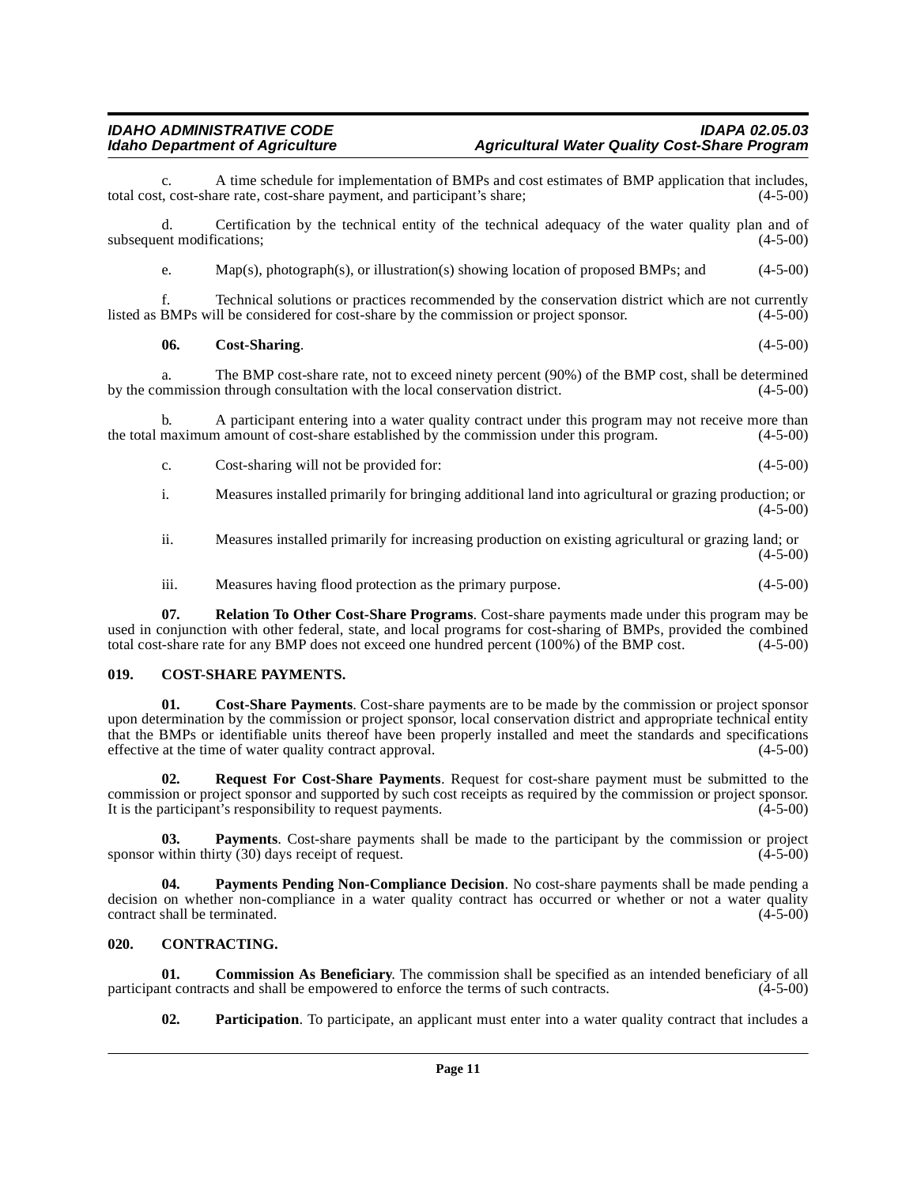c. A time schedule for implementation of BMPs and cost estimates of BMP application that includes, total cost, cost-share rate, cost-share payment, and participant's share; (4-5-00)

d. Certification by the technical entity of the technical adequacy of the water quality plan and of subsequent modifications; (4-5-00)

e. Map(s), photograph(s), or illustration(s) showing location of proposed BMPs; and (4-5-00)

f. Technical solutions or practices recommended by the conservation district which are not currently listed as BMPs will be considered for cost-share by the commission or project sponsor. (4-5-00)

**06. Cost-Sharing**. (4-5-00)

a. The BMP cost-share rate, not to exceed ninety percent (90%) of the BMP cost, shall be determined by the commission through consultation with the local conservation district. (4-5-00)

b. A participant entering into a water quality contract under this program may not receive more than the total maximum amount of cost-share established by the commission under this program. (4-5-00)

c. Cost-sharing will not be provided for: (4-5-00)

i. Measures installed primarily for bringing additional land into agricultural or grazing production; or (4-5-00)

ii. Measures installed primarily for increasing production on existing agricultural or grazing land; or (4-5-00)

iii. Measures having flood protection as the primary purpose. (4-5-00)

**07. Relation To Other Cost-Share Programs**. Cost-share payments made under this program may be used in conjunction with other federal, state, and local programs for cost-sharing of BMPs, provided the combined total cost-share rate for any BMP does not exceed one hundred percent (100%) of the BMP cost. (4-5-00)

## 019. COST-SHARE PAYMENTS.

**01. Cost-Share Payments**. Cost-share payments are to be made by the commission or project sponsor upon determination by the commission or project sponsor, local conservation district and appropriate technical entity that the BMPs or identifiable units thereof have been properly installed and meet the standards and specifications effective at the time of water quality contract approval. (4-5-00)

**02. Request For Cost-Share Payments**. Request for cost-share payment must be submitted to the commission or project sponsor and supported by such cost receipts as required by the commission or project sponsor. It is the participant's responsibility to request payments. (4-5-00)

**03. Payments**. Cost-share payments shall be made to the participant by the commission or project sponsor within thirty (30) days receipt of request. (4-5-00)

**04. Payments Pending Non-Compliance Decision**. No cost-share payments shall be made pending a decision on whether non-compliance in a water quality contract has occurred or whether or not a water quality contract shall be terminated. (4-5-00)

## 020. CONTRACTING.

**01. Commission As Beneficiary**. The commission shall be specified as an intended beneficiary of all participant contracts and shall be empowered to enforce the terms of such contracts. (4-5-00)

**02. Participation**. To participate, an applicant must enter into a water quality contract that includes a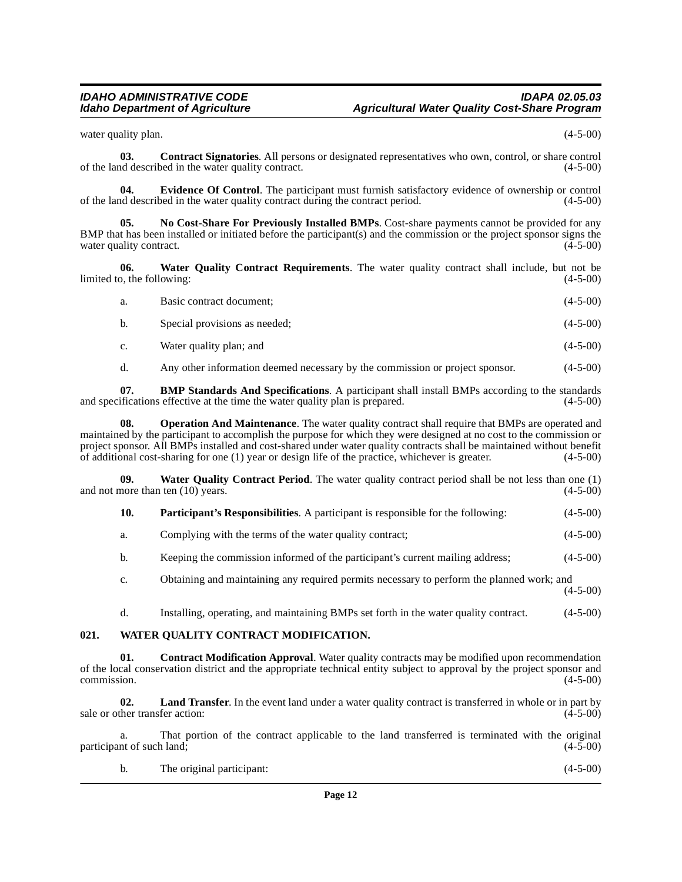water quality plan. (4-5-00)

**03. Contract Signatories**. All persons or designated representatives who own, control, or share control of the land described in the water quality contract. (4-5-00)

**04. Evidence Of Control**. The participant must furnish satisfactory evidence of ownership or control of the land described in the water quality contract during the contract period. (4-5-00)

**05. No Cost-Share For Previously Installed BMPs**. Cost-share payments cannot be provided for any BMP that has been installed or initiated before the participant(s) and the commission or the project sponsor signs the water quality contract. (4-5-00)

**06. Water Quality Contract Requirements**. The water quality contract shall include, but not be limited to, the following: (4-5-00)

a. Basic contract document; (4-5-00)

b. Special provisions as needed; (4-5-00)

c. Water quality plan; and (4-5-00)

d. Any other information deemed necessary by the commission or project sponsor. (4-5-00)

**07. BMP Standards And Specifications**. A participant shall install BMPs according to the standards and specifications effective at the time the water quality plan is prepared. (4-5-00)

**08. Operation And Maintenance**. The water quality contract shall require that BMPs are operated and maintained by the participant to accomplish the purpose for which they were designed at no cost to the commission or project sponsor. All BMPs installed and cost-shared under water quality contracts shall be maintained without benefit of additional cost-sharing for one (1) year or design life of the practice, whichever is greater. (4-5-00)

**09. Water Quality Contract Period**. The water quality contract period shall be not less than one (1) and not more than ten (10) years. (4-5-00)

**10. Participant's Responsibilities**. A participant is responsible for the following: (4-5-00)

a. Complying with the terms of the water quality contract; (4-5-00)

b. Keeping the commission informed of the participant's current mailing address; (4-5-00)

c. Obtaining and maintaining any required permits necessary to perform the planned work; and (4-5-00)

d. Installing, operating, and maintaining BMPs set forth in the water quality contract. (4-5-00)

## 021. WATER QUALITY CONTRACT MODIFICATION.

**01. Contract Modification Approval**. Water quality contracts may be modified upon recommendation of the local conservation district and the appropriate technical entity subject to approval by the project sponsor and commission. (4-5-00)

**02. Land Transfer**. In the event land under a water quality contract is transferred in whole or in part by sale or other transfer action: (4-5-00)

a. That portion of the contract applicable to the land transferred is terminated with the original participant of such land; (4-5-00)

b. The original participant: (4-5-00)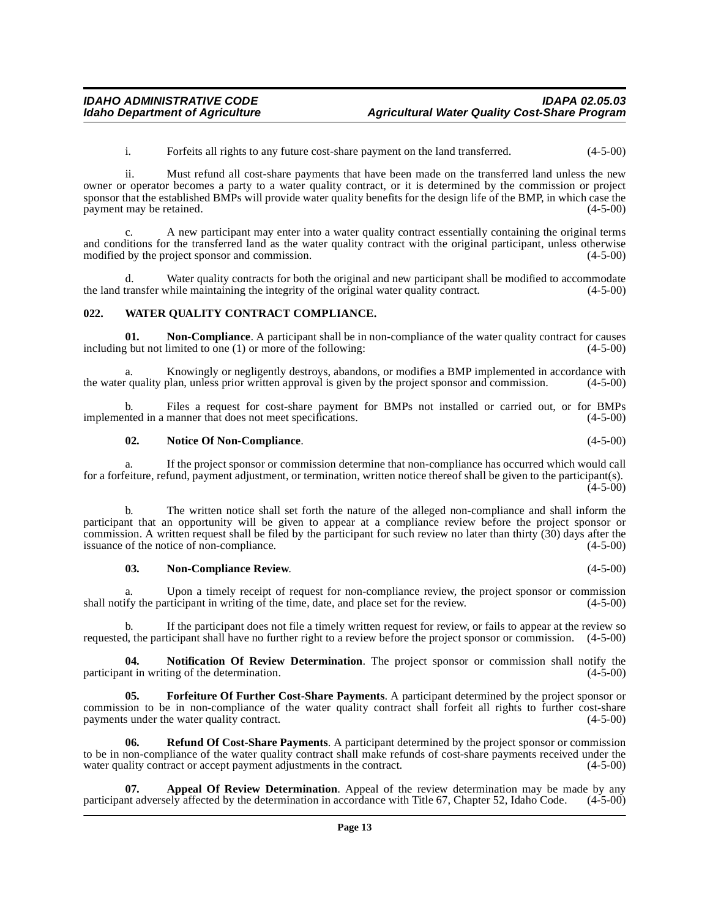i. Forfeits all rights to any future cost-share payment on the land transferred. (4-5-00)

ii. Must refund all cost-share payments that have been made on the transferred land unless the new owner or operator becomes a party to a water quality contract, or it is determined by the commission or project sponsor that the established BMPs will provide water quality benefits for the design life of the BMP, in which case the payment may be retained. (4-5-00)

c. A new participant may enter into a water quality contract essentially containing the original terms and conditions for the transferred land as the water quality contract with the original participant, unless otherwise modified by the project sponsor and commission. (4-5-00)

d. Water quality contracts for both the original and new participant shall be modified to accommodate the land transfer while maintaining the integrity of the original water quality contract. (4-5-00)

### 022. WATER QUALITY CONTRACT COMPLIANCE.

**01. Non-Compliance**. A participant shall be in non-compliance of the water quality contract for causes including but not limited to one (1) or more of the following: (4-5-00)

a. Knowingly or negligently destroys, abandons, or modifies a BMP implemented in accordance with the water quality plan, unless prior written approval is given by the project sponsor and commission. (4-5-00)

b. Files a request for cost-share payment for BMPs not installed or carried out, or for BMPs implemented in a manner that does not meet specifications. (4-5-00)

**02. Notice Of Non-Compliance**. (4-5-00)

a. If the project sponsor or commission determine that non-compliance has occurred which would call for a forfeiture, refund, payment adjustment, or termination, written notice thereof shall be given to the participant(s). (4-5-00)

b. The written notice shall set forth the nature of the alleged non-compliance and shall inform the participant that an opportunity will be given to appear at a compliance review before the project sponsor or commission. A written request shall be filed by the participant for such review no later than thirty (30) days after the issuance of the notice of non-compliance. (4-5-00)

**03. Non-Compliance Review**. (4-5-00)

a. Upon a timely receipt of request for non-compliance review, the project sponsor or commission shall notify the participant in writing of the time, date, and place set for the review. (4-5-00)

b. If the participant does not file a timely written request for review, or fails to appear at the review so requested, the participant shall have no further right to a review before the project sponsor or commission. (4-5-00)

**04. Notification Of Review Determination**. The project sponsor or commission shall notify the participant in writing of the determination. (4-5-00)

**05. Forfeiture Of Further Cost-Share Payments**. A participant determined by the project sponsor or commission to be in non-compliance of the water quality contract shall forfeit all rights to further cost-share payments under the water quality contract. (4-5-00)

**06. Refund Of Cost-Share Payments**. A participant determined by the project sponsor or commission to be in non-compliance of the water quality contract shall make refunds of cost-share payments received under the water quality contract or accept payment adjustments in the contract. (4-5-00)

**07. Appeal Of Review Determination**. Appeal of the review determination may be made by any participant adversely affected by the determination in accordance with Title 67, Chapter 52, Idaho Code. (4-5-00)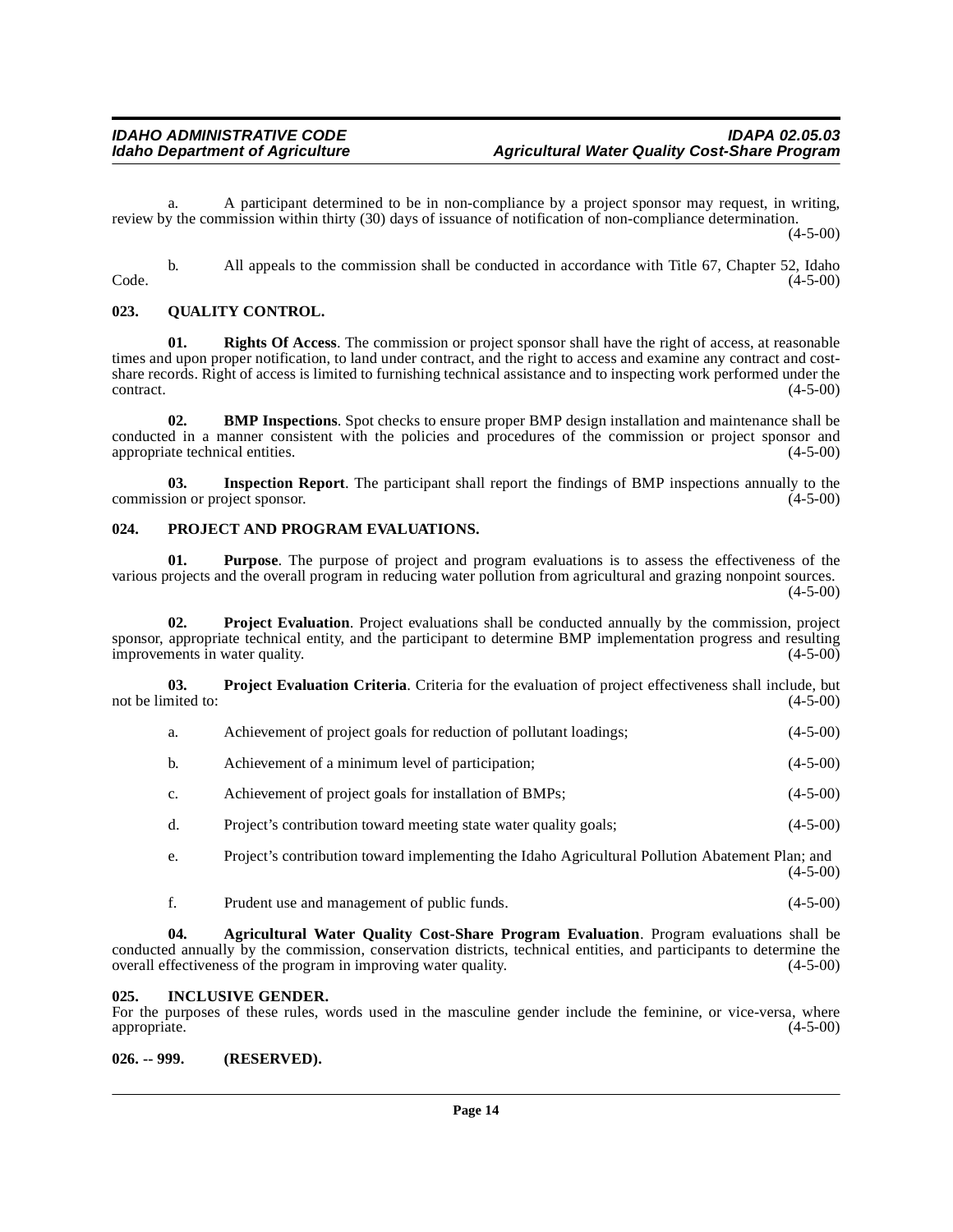a. A participant determined to be in non-compliance by a project sponsor may request, in writing, review by the commission within thirty (30) days of issuance of notification of non-compliance determination. (4-5-00)

b. All appeals to the commission shall be conducted in accordance with Title 67, Chapter 52, Idaho Code. (4-5-00)

### 023. QUALITY CONTROL.

**01. Rights Of Access**. The commission or project sponsor shall have the right of access, at reasonable times and upon proper notification, to land under contract, and the right to access and examine any contract and cost-share records. Right of access is limited to furnishing technical assistance and to inspecting work performed under the contract. (4-5-00)

**02. BMP Inspections**. Spot checks to ensure proper BMP design installation and maintenance shall be conducted in a manner consistent with the policies and procedures of the commission or project sponsor and appropriate technical entities. (4-5-00)

**03. Inspection Report**. The participant shall report the findings of BMP inspections annually to the commission or project sponsor. (4-5-00)

### 024. PROJECT AND PROGRAM EVALUATIONS.

**01. Purpose**. The purpose of project and program evaluations is to assess the effectiveness of the various projects and the overall program in reducing water pollution from agricultural and grazing nonpoint sources. (4-5-00)

**02. Project Evaluation**. Project evaluations shall be conducted annually by the commission, project sponsor, appropriate technical entity, and the participant to determine BMP implementation progress and resulting improvements in water quality. (4-5-00)

**03. Project Evaluation Criteria**. Criteria for the evaluation of project effectiveness shall include, but not be limited to: (4-5-00)

a. Achievement of project goals for reduction of pollutant loadings; (4-5-00)

b. Achievement of a minimum level of participation; (4-5-00)

c. Achievement of project goals for installation of BMPs; (4-5-00)

d. Project's contribution toward meeting state water quality goals; (4-5-00)

e. Project's contribution toward implementing the Idaho Agricultural Pollution Abatement Plan; and (4-5-00)

f. Prudent use and management of public funds. (4-5-00)

**04. Agricultural Water Quality Cost-Share Program Evaluation**. Program evaluations shall be conducted annually by the commission, conservation districts, technical entities, and participants to determine the overall effectiveness of the program in improving water quality. (4-5-00)

### 025. INCLUSIVE GENDER.

For the purposes of these rules, words used in the masculine gender include the feminine, or vice-versa, where appropriate. (4-5-00)

### 026. -- 999. (RESERVED).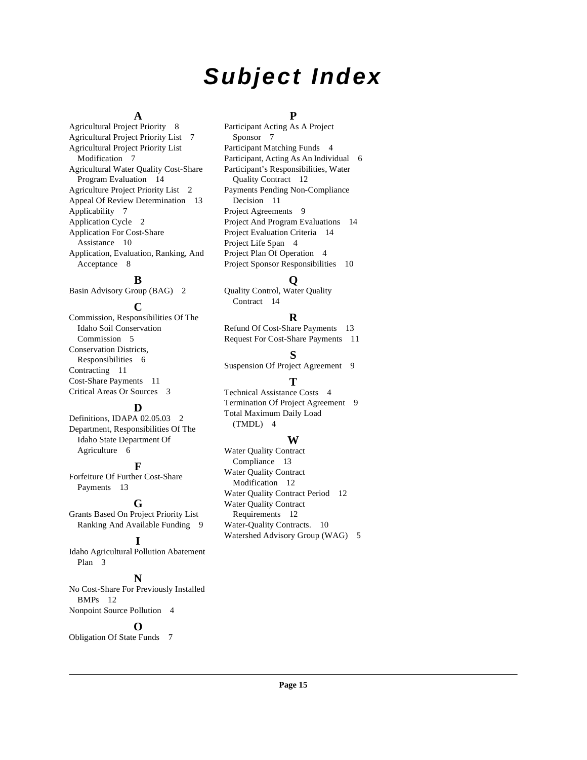# *Subject Index*

### A

Agricultural Project Priority 8
Agricultural Project Priority List 7
Agricultural Project Priority List Modification 7
Agricultural Water Quality Cost-Share Program Evaluation 14
Agriculture Project Priority List 2
Appeal Of Review Determination 13
Applicability 7
Application Cycle 2
Application For Cost-Share Assistance 10
Application, Evaluation, Ranking, And Acceptance 8

### B

Basin Advisory Group (BAG) 2

### C

Commission, Responsibilities Of The Idaho Soil Conservation Commission 5
Conservation Districts, Responsibilities 6
Contracting 11
Cost-Share Payments 11
Critical Areas Or Sources 3

### D

Definitions, IDAPA 02.05.03 2
Department, Responsibilities Of The Idaho State Department Of Agriculture 6

### F

Forfeiture Of Further Cost-Share Payments 13

### G

Grants Based On Project Priority List Ranking And Available Funding 9

### I

Idaho Agricultural Pollution Abatement Plan 3

### N

No Cost-Share For Previously Installed BMPs 12
Nonpoint Source Pollution 4

### O

Obligation Of State Funds 7

### P

Participant Acting As A Project Sponsor 7
Participant Matching Funds 4
Participant, Acting As An Individual 6
Participant's Responsibilities, Water Quality Contract 12
Payments Pending Non-Compliance Decision 11
Project Agreements 9
Project And Program Evaluations 14
Project Evaluation Criteria 14
Project Life Span 4
Project Plan Of Operation 4
Project Sponsor Responsibilities 10

### Q

Quality Control, Water Quality Contract 14

### R

Refund Of Cost-Share Payments 13
Request For Cost-Share Payments 11

### S

Suspension Of Project Agreement 9

### T

Technical Assistance Costs 4
Termination Of Project Agreement 9
Total Maximum Daily Load (TMDL) 4

### W

Water Quality Contract Compliance 13
Water Quality Contract Modification 12
Water Quality Contract Period 12
Water Quality Contract Requirements 12
Water-Quality Contracts. 10
Watershed Advisory Group (WAG) 5